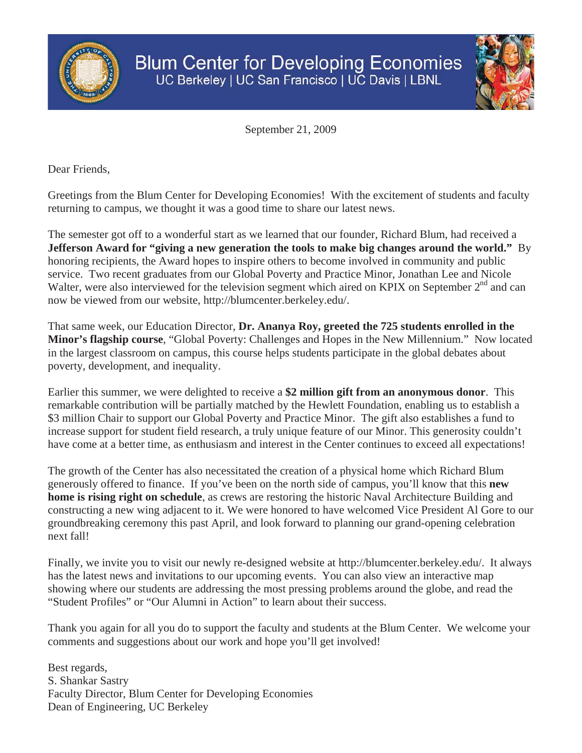# Blum Center for Developing Economies

UC Berkeley | UC San Francisco | UC Davis | LBNL

September 21, 2009

Dear Friends,

Greetings from the Blum Center for Developing Economies! With the excitement of students and faculty returning to campus, we thought it was a good time to share our latest news.

The semester got off to a wonderful start as we learned that our founder, Richard Blum, had received a **Jefferson Award for "giving a new generation the tools to make big changes around the world."** By honoring recipients, the Award hopes to inspire others to become involved in community and public service. Two recent graduates from our Global Poverty and Practice Minor, Jonathan Lee and Nicole Walter, were also interviewed for the television segment which aired on KPIX on September 2nd and can now be viewed from our website, http://blumcenter.berkeley.edu/.

That same week, our Education Director, **Dr. Ananya Roy, greeted the 725 students enrolled in the Minor's flagship course**, "Global Poverty: Challenges and Hopes in the New Millennium." Now located in the largest classroom on campus, this course helps students participate in the global debates about poverty, development, and inequality.

Earlier this summer, we were delighted to receive a **$2 million gift from an anonymous donor**. This remarkable contribution will be partially matched by the Hewlett Foundation, enabling us to establish a $3 million Chair to support our Global Poverty and Practice Minor. The gift also establishes a fund to increase support for student field research, a truly unique feature of our Minor. This generosity couldn't have come at a better time, as enthusiasm and interest in the Center continues to exceed all expectations!

The growth of the Center has also necessitated the creation of a physical home which Richard Blum generously offered to finance. If you've been on the north side of campus, you'll know that this **new home is rising right on schedule**, as crews are restoring the historic Naval Architecture Building and constructing a new wing adjacent to it. We were honored to have welcomed Vice President Al Gore to our groundbreaking ceremony this past April, and look forward to planning our grand-opening celebration next fall!

Finally, we invite you to visit our newly re-designed website at http://blumcenter.berkeley.edu/. It always has the latest news and invitations to our upcoming events. You can also view an interactive map showing where our students are addressing the most pressing problems around the globe, and read the "Student Profiles" or "Our Alumni in Action" to learn about their success.

Thank you again for all you do to support the faculty and students at the Blum Center. We welcome your comments and suggestions about our work and hope you'll get involved!

Best regards,
S. Shankar Sastry
Faculty Director, Blum Center for Developing Economies
Dean of Engineering, UC Berkeley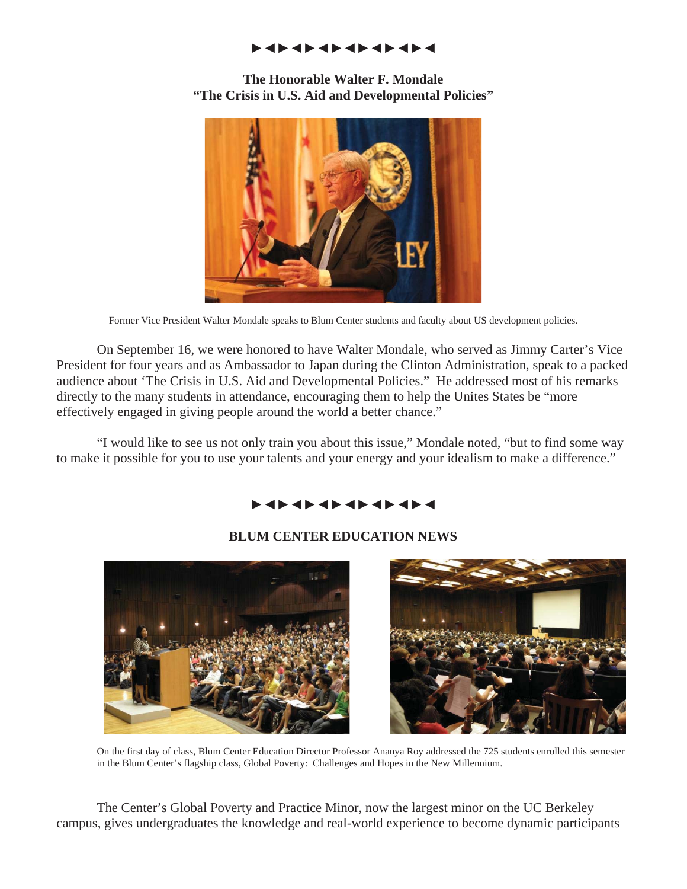►◄►◄►◄►◄►◄►◄►◄

**The Honorable Walter F. Mondale**
**"The Crisis in U.S. Aid and Developmental Policies"**

Former Vice President Walter Mondale speaks to Blum Center students and faculty about US development policies.

On September 16, we were honored to have Walter Mondale, who served as Jimmy Carter's Vice President for four years and as Ambassador to Japan during the Clinton Administration, speak to a packed audience about 'The Crisis in U.S. Aid and Developmental Policies." He addressed most of his remarks directly to the many students in attendance, encouraging them to help the Unites States be "more effectively engaged in giving people around the world a better chance."

"I would like to see us not only train you about this issue," Mondale noted, "but to find some way to make it possible for you to use your talents and your energy and your idealism to make a difference."

►◄►◄►◄►◄►◄►◄►◄

**BLUM CENTER EDUCATION NEWS**

On the first day of class, Blum Center Education Director Professor Ananya Roy addressed the 725 students enrolled this semester in the Blum Center's flagship class, Global Poverty: Challenges and Hopes in the New Millennium.

The Center's Global Poverty and Practice Minor, now the largest minor on the UC Berkeley campus, gives undergraduates the knowledge and real-world experience to become dynamic participants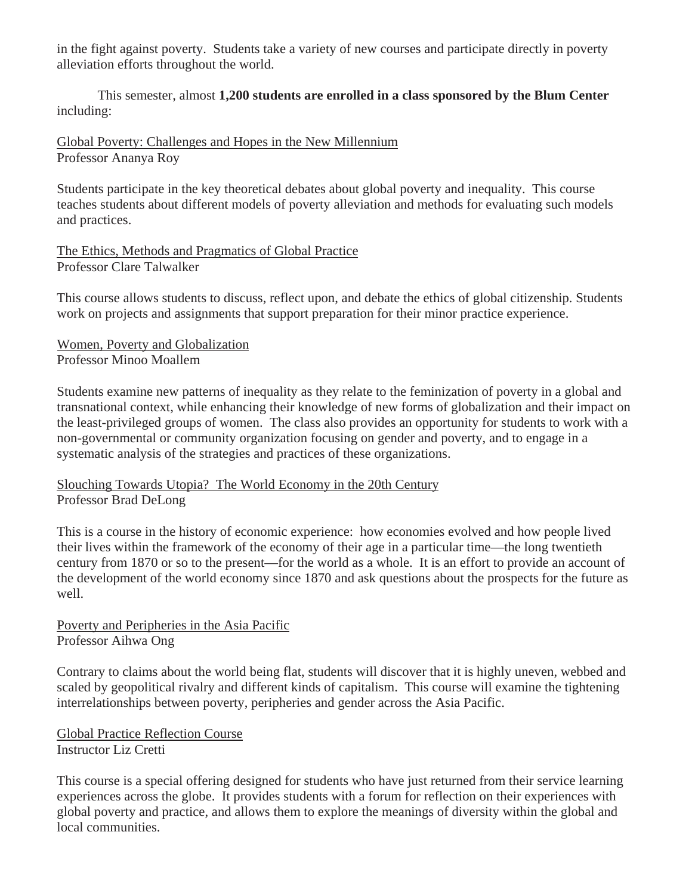in the fight against poverty. Students take a variety of new courses and participate directly in poverty alleviation efforts throughout the world.

This semester, almost **1,200 students are enrolled in a class sponsored by the Blum Center** including:

<u>Global Poverty: Challenges and Hopes in the New Millennium</u>
Professor Ananya Roy

Students participate in the key theoretical debates about global poverty and inequality. This course teaches students about different models of poverty alleviation and methods for evaluating such models and practices.

<u>The Ethics, Methods and Pragmatics of Global Practice</u>
Professor Clare Talwalker

This course allows students to discuss, reflect upon, and debate the ethics of global citizenship. Students work on projects and assignments that support preparation for their minor practice experience.

<u>Women, Poverty and Globalization</u>
Professor Minoo Moallem

Students examine new patterns of inequality as they relate to the feminization of poverty in a global and transnational context, while enhancing their knowledge of new forms of globalization and their impact on the least-privileged groups of women. The class also provides an opportunity for students to work with a non-governmental or community organization focusing on gender and poverty, and to engage in a systematic analysis of the strategies and practices of these organizations.

<u>Slouching Towards Utopia? The World Economy in the 20th Century</u>
Professor Brad DeLong

This is a course in the history of economic experience: how economies evolved and how people lived their lives within the framework of the economy of their age in a particular time—the long twentieth century from 1870 or so to the present—for the world as a whole. It is an effort to provide an account of the development of the world economy since 1870 and ask questions about the prospects for the future as well.

<u>Poverty and Peripheries in the Asia Pacific</u>
Professor Aihwa Ong

Contrary to claims about the world being flat, students will discover that it is highly uneven, webbed and scaled by geopolitical rivalry and different kinds of capitalism. This course will examine the tightening interrelationships between poverty, peripheries and gender across the Asia Pacific.

<u>Global Practice Reflection Course</u>
Instructor Liz Cretti

This course is a special offering designed for students who have just returned from their service learning experiences across the globe. It provides students with a forum for reflection on their experiences with global poverty and practice, and allows them to explore the meanings of diversity within the global and local communities.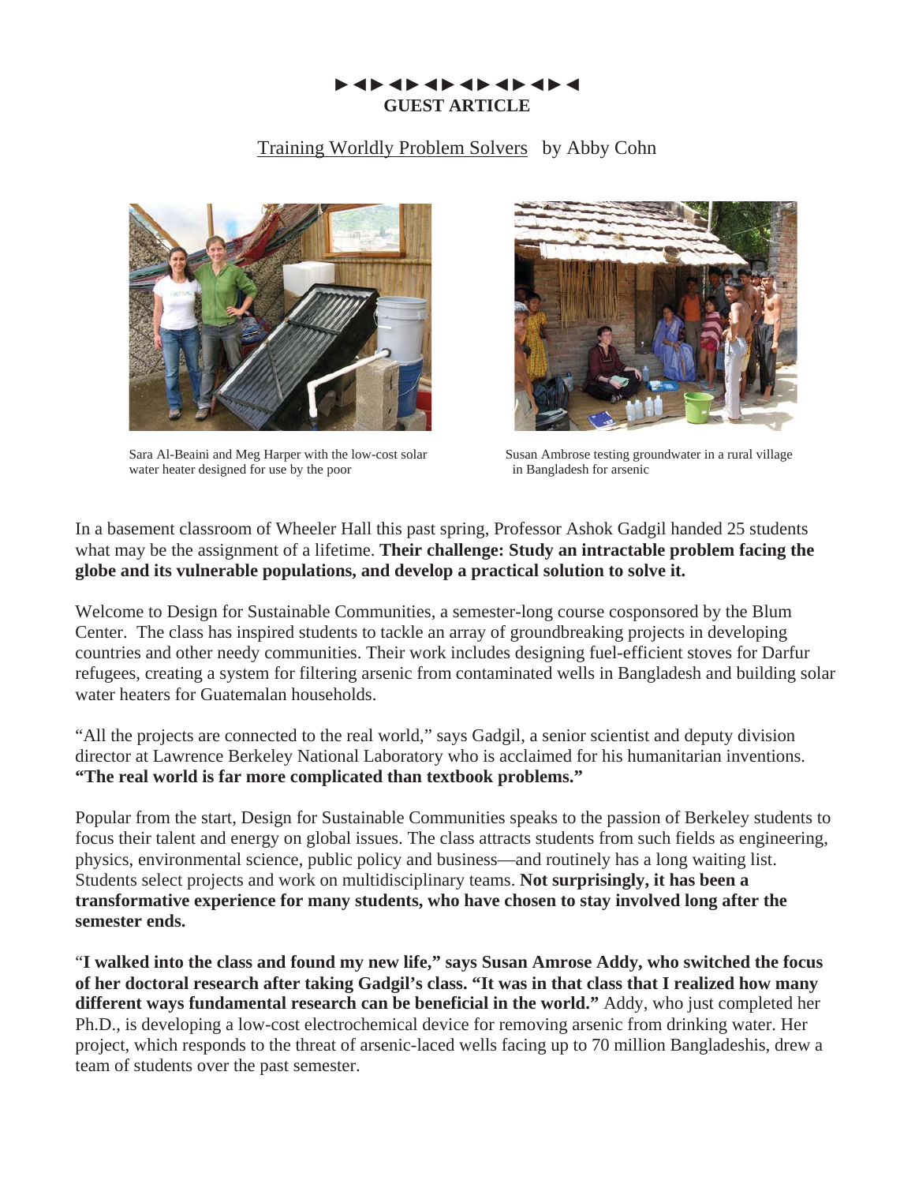►◄►◄►◄►◄►◄►◄►◄
**GUEST ARTICLE**

Training Worldly Problem Solvers by Abby Cohn

Sara Al-Beaini and Meg Harper with the low-cost solar water heater designed for use by the poor

Susan Ambrose testing groundwater in a rural village in Bangladesh for arsenic

In a basement classroom of Wheeler Hall this past spring, Professor Ashok Gadgil handed 25 students what may be the assignment of a lifetime. **Their challenge: Study an intractable problem facing the globe and its vulnerable populations, and develop a practical solution to solve it.**

Welcome to Design for Sustainable Communities, a semester-long course cosponsored by the Blum Center. The class has inspired students to tackle an array of groundbreaking projects in developing countries and other needy communities. Their work includes designing fuel-efficient stoves for Darfur refugees, creating a system for filtering arsenic from contaminated wells in Bangladesh and building solar water heaters for Guatemalan households.

"All the projects are connected to the real world," says Gadgil, a senior scientist and deputy division director at Lawrence Berkeley National Laboratory who is acclaimed for his humanitarian inventions. **"The real world is far more complicated than textbook problems."**

Popular from the start, Design for Sustainable Communities speaks to the passion of Berkeley students to focus their talent and energy on global issues. The class attracts students from such fields as engineering, physics, environmental science, public policy and business—and routinely has a long waiting list. Students select projects and work on multidisciplinary teams. **Not surprisingly, it has been a transformative experience for many students, who have chosen to stay involved long after the semester ends.**

"**I walked into the class and found my new life," says Susan Amrose Addy, who switched the focus of her doctoral research after taking Gadgil's class. "It was in that class that I realized how many different ways fundamental research can be beneficial in the world."** Addy, who just completed her Ph.D., is developing a low-cost electrochemical device for removing arsenic from drinking water. Her project, which responds to the threat of arsenic-laced wells facing up to 70 million Bangladeshis, drew a team of students over the past semester.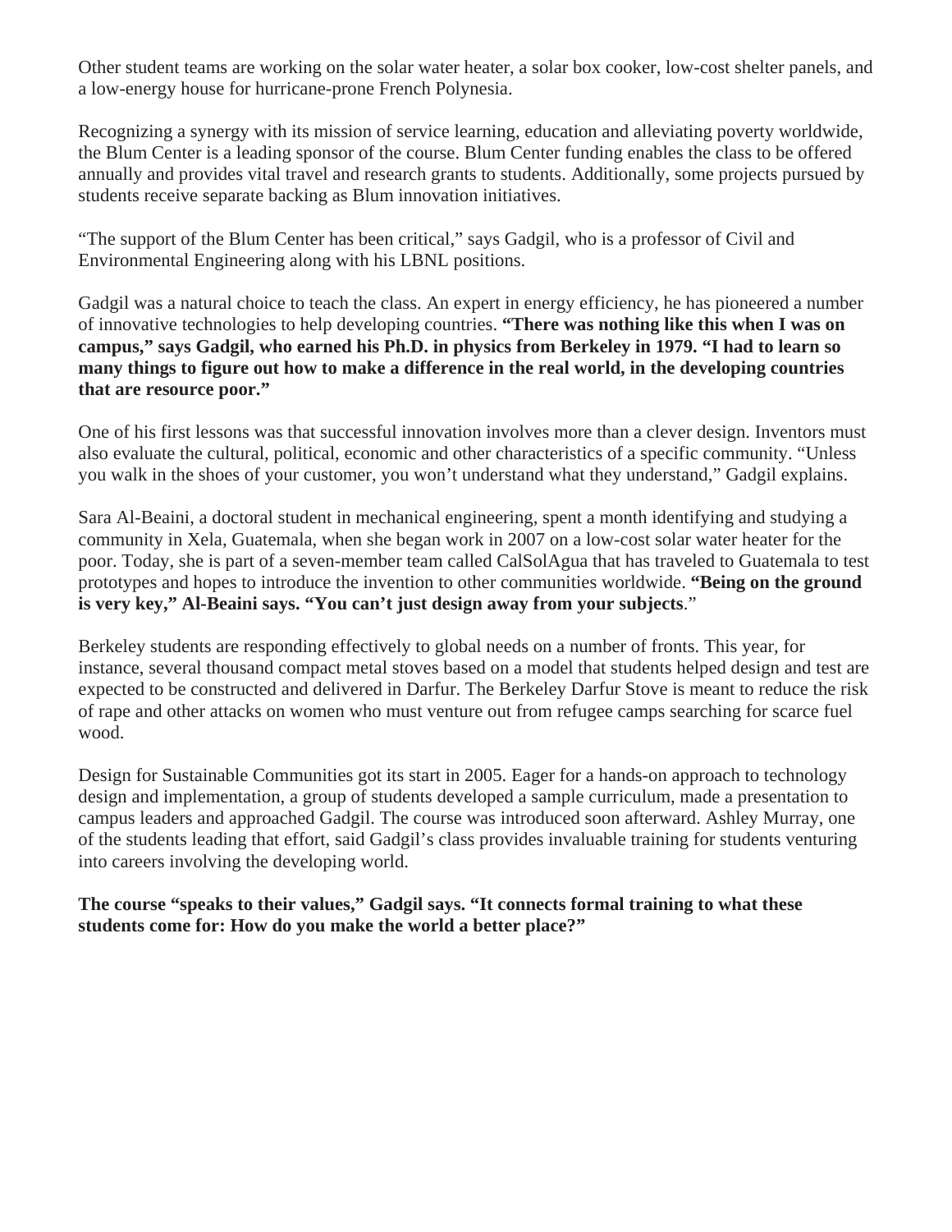Other student teams are working on the solar water heater, a solar box cooker, low-cost shelter panels, and a low-energy house for hurricane-prone French Polynesia.

Recognizing a synergy with its mission of service learning, education and alleviating poverty worldwide, the Blum Center is a leading sponsor of the course. Blum Center funding enables the class to be offered annually and provides vital travel and research grants to students. Additionally, some projects pursued by students receive separate backing as Blum innovation initiatives.

"The support of the Blum Center has been critical," says Gadgil, who is a professor of Civil and Environmental Engineering along with his LBNL positions.

Gadgil was a natural choice to teach the class. An expert in energy efficiency, he has pioneered a number of innovative technologies to help developing countries. **"There was nothing like this when I was on campus," says Gadgil, who earned his Ph.D. in physics from Berkeley in 1979. "I had to learn so many things to figure out how to make a difference in the real world, in the developing countries that are resource poor."**

One of his first lessons was that successful innovation involves more than a clever design. Inventors must also evaluate the cultural, political, economic and other characteristics of a specific community. "Unless you walk in the shoes of your customer, you won't understand what they understand," Gadgil explains.

Sara Al-Beaini, a doctoral student in mechanical engineering, spent a month identifying and studying a community in Xela, Guatemala, when she began work in 2007 on a low-cost solar water heater for the poor. Today, she is part of a seven-member team called CalSolAgua that has traveled to Guatemala to test prototypes and hopes to introduce the invention to other communities worldwide. **"Being on the ground is very key," Al-Beaini says. "You can't just design away from your subjects**."

Berkeley students are responding effectively to global needs on a number of fronts. This year, for instance, several thousand compact metal stoves based on a model that students helped design and test are expected to be constructed and delivered in Darfur. The Berkeley Darfur Stove is meant to reduce the risk of rape and other attacks on women who must venture out from refugee camps searching for scarce fuel wood.

Design for Sustainable Communities got its start in 2005. Eager for a hands-on approach to technology design and implementation, a group of students developed a sample curriculum, made a presentation to campus leaders and approached Gadgil. The course was introduced soon afterward. Ashley Murray, one of the students leading that effort, said Gadgil's class provides invaluable training for students venturing into careers involving the developing world.

**The course "speaks to their values," Gadgil says. "It connects formal training to what these students come for: How do you make the world a better place?"**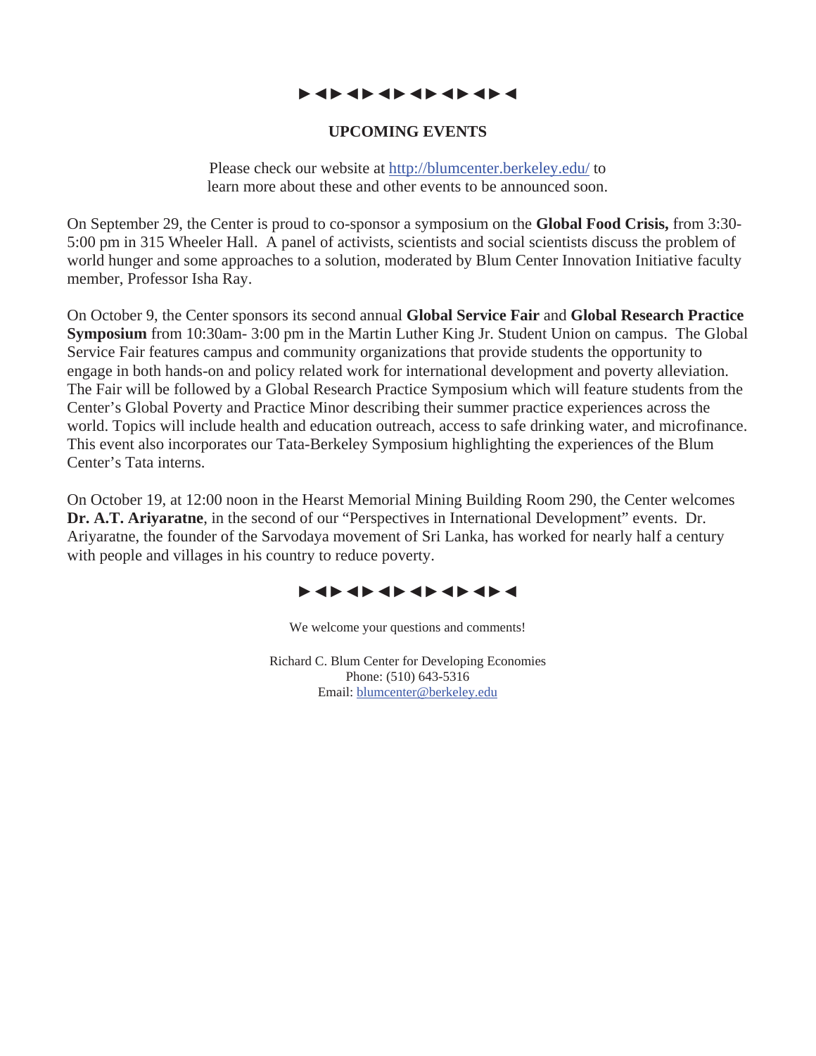►◄►◄►◄►◄►◄►◄►◄

## UPCOMING EVENTS

Please check our website at http://blumcenter.berkeley.edu/ to learn more about these and other events to be announced soon.

On September 29, the Center is proud to co-sponsor a symposium on the **Global Food Crisis,** from 3:30-5:00 pm in 315 Wheeler Hall. A panel of activists, scientists and social scientists discuss the problem of world hunger and some approaches to a solution, moderated by Blum Center Innovation Initiative faculty member, Professor Isha Ray.

On October 9, the Center sponsors its second annual **Global Service Fair** and **Global Research Practice Symposium** from 10:30am- 3:00 pm in the Martin Luther King Jr. Student Union on campus. The Global Service Fair features campus and community organizations that provide students the opportunity to engage in both hands-on and policy related work for international development and poverty alleviation. The Fair will be followed by a Global Research Practice Symposium which will feature students from the Center's Global Poverty and Practice Minor describing their summer practice experiences across the world. Topics will include health and education outreach, access to safe drinking water, and microfinance. This event also incorporates our Tata-Berkeley Symposium highlighting the experiences of the Blum Center's Tata interns.

On October 19, at 12:00 noon in the Hearst Memorial Mining Building Room 290, the Center welcomes **Dr. A.T. Ariyaratne**, in the second of our "Perspectives in International Development" events. Dr. Ariyaratne, the founder of the Sarvodaya movement of Sri Lanka, has worked for nearly half a century with people and villages in his country to reduce poverty.

►◄►◄►◄►◄►◄►◄►◄

We welcome your questions and comments!

Richard C. Blum Center for Developing Economies
Phone: (510) 643-5316
Email: blumcenter@berkeley.edu